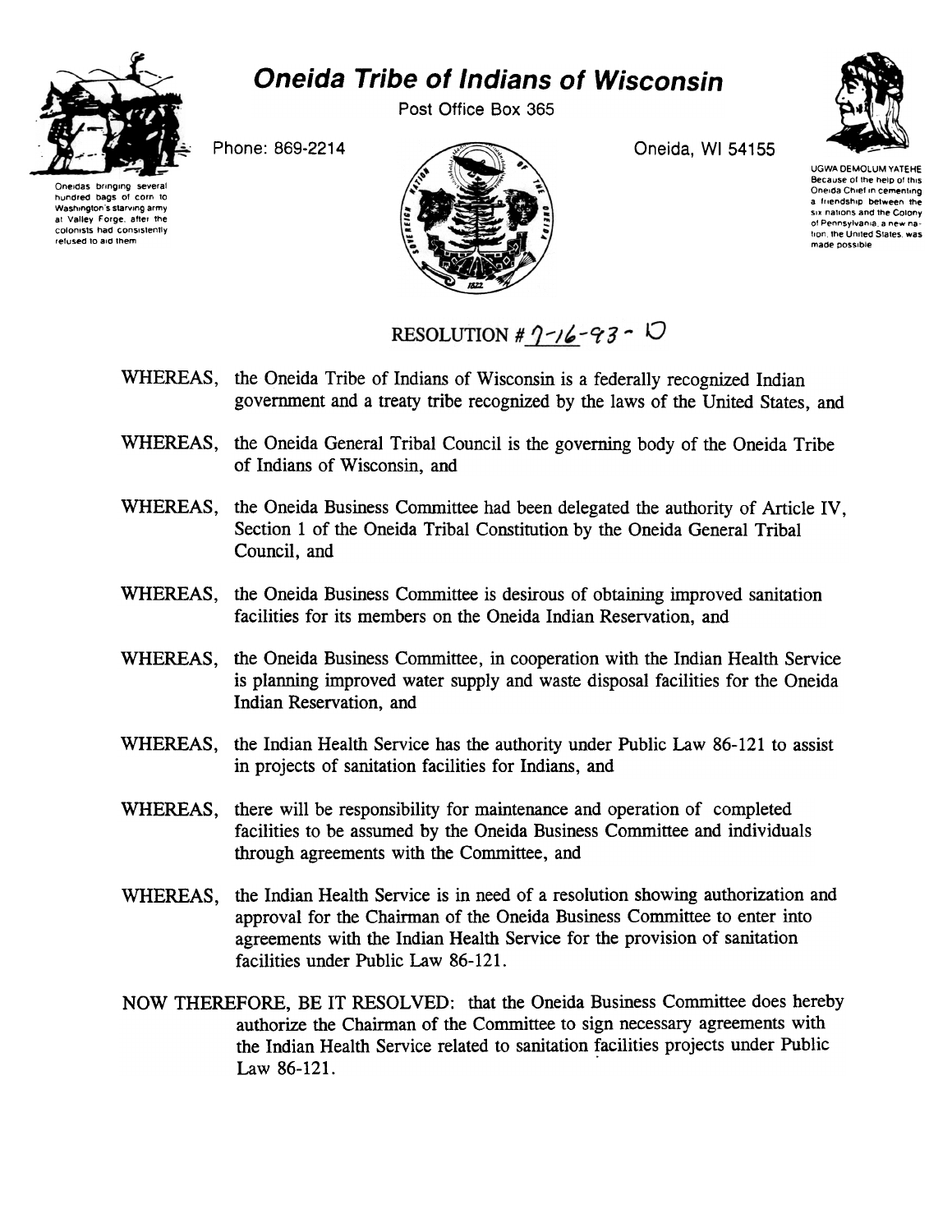# Oneida Tribe of Indians of Wisconsin

Post Office Box 365

Phone: 869-2214

Oneida, WI 54155

Oneidas bringing several hundred bags of corn to Washington's starving army at Valley Forge, after the colonists had consistently refused to aid them

UGWA DEMOLUM YATEHE
Because of the help of this Oneida Chief in cementing a friendship between the six nations and the Colony of Pennsylvania, a new nation, the United States, was made possible

RESOLUTION # 7-16-93 - D

WHEREAS, the Oneida Tribe of Indians of Wisconsin is a federally recognized Indian government and a treaty tribe recognized by the laws of the United States, and

WHEREAS, the Oneida General Tribal Council is the governing body of the Oneida Tribe of Indians of Wisconsin, and

WHEREAS, the Oneida Business Committee had been delegated the authority of Article IV, Section 1 of the Oneida Tribal Constitution by the Oneida General Tribal Council, and

WHEREAS, the Oneida Business Committee is desirous of obtaining improved sanitation facilities for its members on the Oneida Indian Reservation, and

WHEREAS, the Oneida Business Committee, in cooperation with the Indian Health Service is planning improved water supply and waste disposal facilities for the Oneida Indian Reservation, and

WHEREAS, the Indian Health Service has the authority under Public Law 86-121 to assist in projects of sanitation facilities for Indians, and

WHEREAS, there will be responsibility for maintenance and operation of completed facilities to be assumed by the Oneida Business Committee and individuals through agreements with the Committee, and

WHEREAS, the Indian Health Service is in need of a resolution showing authorization and approval for the Chairman of the Oneida Business Committee to enter into agreements with the Indian Health Service for the provision of sanitation facilities under Public Law 86-121.

NOW THEREFORE, BE IT RESOLVED: that the Oneida Business Committee does hereby authorize the Chairman of the Committee to sign necessary agreements with the Indian Health Service related to sanitation facilities projects under Public Law 86-121.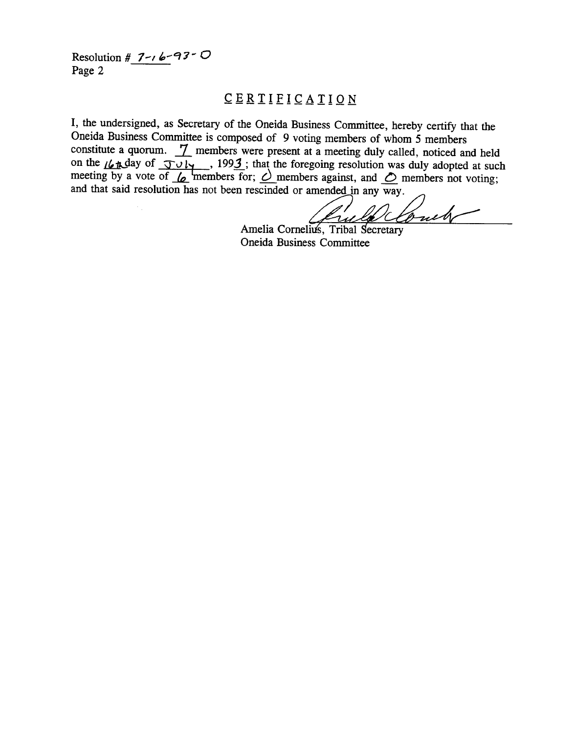Resolution # 7-16-93-O
Page 2

## CERTIFICATION

I, the undersigned, as Secretary of the Oneida Business Committee, hereby certify that the Oneida Business Committee is composed of 9 voting members of whom 5 members constitute a quorum. 7 members were present at a meeting duly called, noticed and held on the 16th day of July, 1993; that the foregoing resolution was duly adopted at such meeting by a vote of 6 members for; 0 members against, and 0 members not voting; and that said resolution has not been rescinded or amended in any way.

Amelia Cornelius, Tribal Secretary
Oneida Business Committee